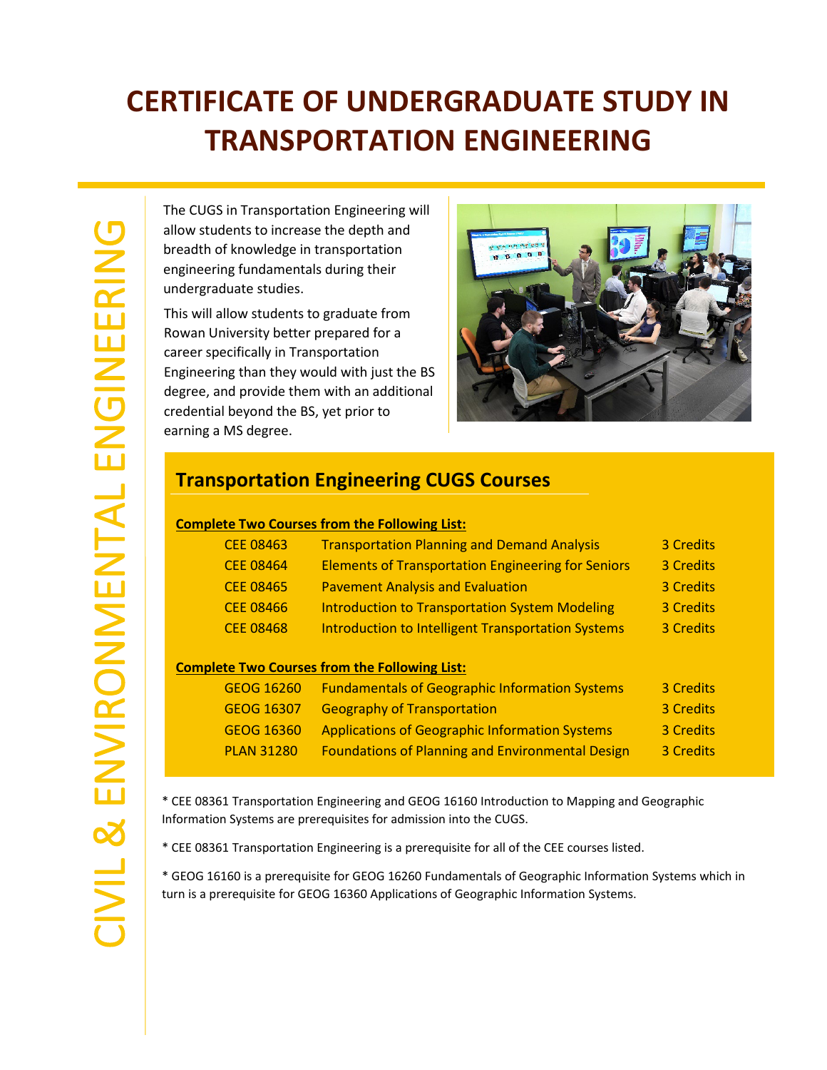# CERTIFICATE OF UNDERGRADUATE STUDY IN TRANSPORTATION ENGINEERING

CIVIL & ENVIRONMENTAL ENGINEERING

The CUGS in Transportation Engineering will allow students to increase the depth and breadth of knowledge in transportation engineering fundamentals during their undergraduate studies.

This will allow students to graduate from Rowan University better prepared for a career specifically in Transportation Engineering than they would with just the BS degree, and provide them with an additional credential beyond the BS, yet prior to earning a MS degree.

## Transportation Engineering CUGS Courses

**Complete Two Courses from the Following List:**

| Course | Title | Credits |
|---|---|---|
| CEE 08463 | Transportation Planning and Demand Analysis | 3 Credits |
| CEE 08464 | Elements of Transportation Engineering for Seniors | 3 Credits |
| CEE 08465 | Pavement Analysis and Evaluation | 3 Credits |
| CEE 08466 | Introduction to Transportation System Modeling | 3 Credits |
| CEE 08468 | Introduction to Intelligent Transportation Systems | 3 Credits |

**Complete Two Courses from the Following List:**

| Course | Title | Credits |
|---|---|---|
| GEOG 16260 | Fundamentals of Geographic Information Systems | 3 Credits |
| GEOG 16307 | Geography of Transportation | 3 Credits |
| GEOG 16360 | Applications of Geographic Information Systems | 3 Credits |
| PLAN 31280 | Foundations of Planning and Environmental Design | 3 Credits |

* CEE 08361 Transportation Engineering and GEOG 16160 Introduction to Mapping and Geographic Information Systems are prerequisites for admission into the CUGS.

* CEE 08361 Transportation Engineering is a prerequisite for all of the CEE courses listed.

* GEOG 16160 is a prerequisite for GEOG 16260 Fundamentals of Geographic Information Systems which in turn is a prerequisite for GEOG 16360 Applications of Geographic Information Systems.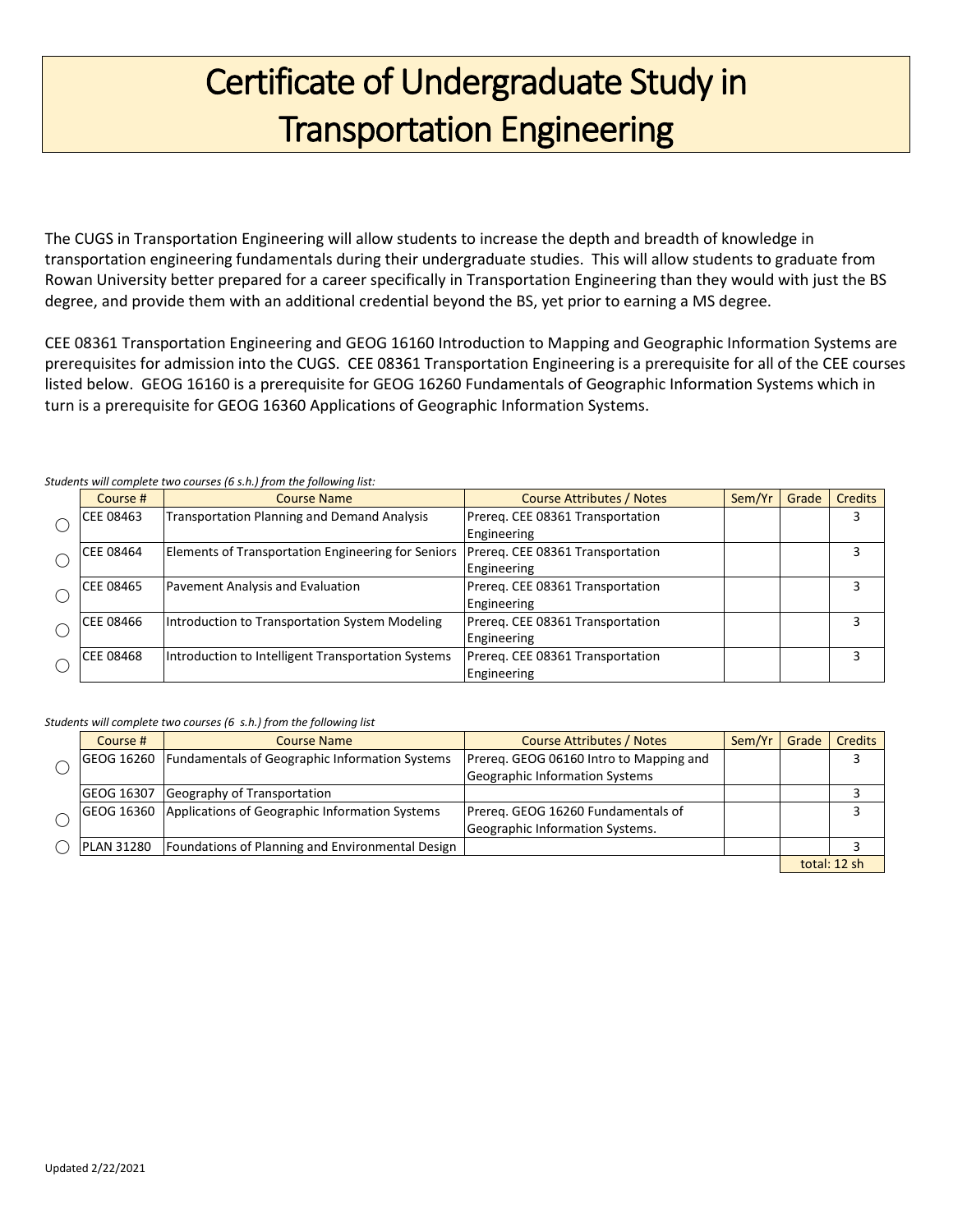# Certificate of Undergraduate Study in Transportation Engineering

The CUGS in Transportation Engineering will allow students to increase the depth and breadth of knowledge in transportation engineering fundamentals during their undergraduate studies. This will allow students to graduate from Rowan University better prepared for a career specifically in Transportation Engineering than they would with just the BS degree, and provide them with an additional credential beyond the BS, yet prior to earning a MS degree.

CEE 08361 Transportation Engineering and GEOG 16160 Introduction to Mapping and Geographic Information Systems are prerequisites for admission into the CUGS. CEE 08361 Transportation Engineering is a prerequisite for all of the CEE courses listed below. GEOG 16160 is a prerequisite for GEOG 16260 Fundamentals of Geographic Information Systems which in turn is a prerequisite for GEOG 16360 Applications of Geographic Information Systems.

*Students will complete two courses (6 s.h.) from the following list:*

| | Course # | Course Name | Course Attributes / Notes | Sem/Yr | Grade | Credits |
|---|---|---|---|---|---|---|
| ◯ | CEE 08463 | Transportation Planning and Demand Analysis | Prereq. CEE 08361 Transportation Engineering | | | 3 |
| ◯ | CEE 08464 | Elements of Transportation Engineering for Seniors | Prereq. CEE 08361 Transportation Engineering | | | 3 |
| ◯ | CEE 08465 | Pavement Analysis and Evaluation | Prereq. CEE 08361 Transportation Engineering | | | 3 |
| ◯ | CEE 08466 | Introduction to Transportation System Modeling | Prereq. CEE 08361 Transportation Engineering | | | 3 |
| ◯ | CEE 08468 | Introduction to Intelligent Transportation Systems | Prereq. CEE 08361 Transportation Engineering | | | 3 |

*Students will complete two courses (6 s.h.) from the following list*

| | Course # | Course Name | Course Attributes / Notes | Sem/Yr | Grade | Credits |
|---|---|---|---|---|---|---|
| ◯ | GEOG 16260 | Fundamentals of Geographic Information Systems | Prereq. GEOG 06160 Intro to Mapping and Geographic Information Systems | | | 3 |
| | GEOG 16307 | Geography of Transportation | | | | 3 |
| ◯ | GEOG 16360 | Applications of Geographic Information Systems | Prereq. GEOG 16260 Fundamentals of Geographic Information Systems. | | | 3 |
| ◯ | PLAN 31280 | Foundations of Planning and Environmental Design | | | | 3 |
| | | | | | total: 12 sh | |

Updated 2/22/2021